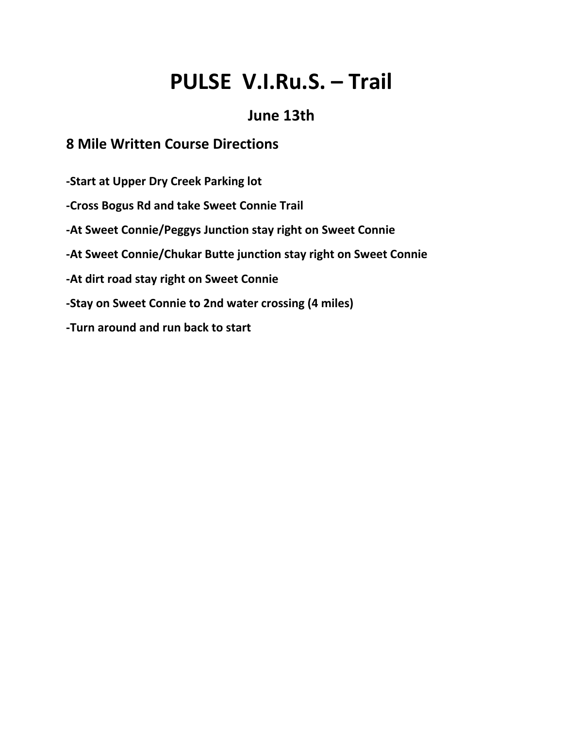# PULSE V.I.Ru.S. – Trail

## June 13th

### 8 Mile Written Course Directions

-Start at Upper Dry Creek Parking lot

-Cross Bogus Rd and take Sweet Connie Trail

-At Sweet Connie/Peggys Junction stay right on Sweet Connie

-At Sweet Connie/Chukar Butte junction stay right on Sweet Connie

-At dirt road stay right on Sweet Connie

-Stay on Sweet Connie to 2nd water crossing (4 miles)

-Turn around and run back to start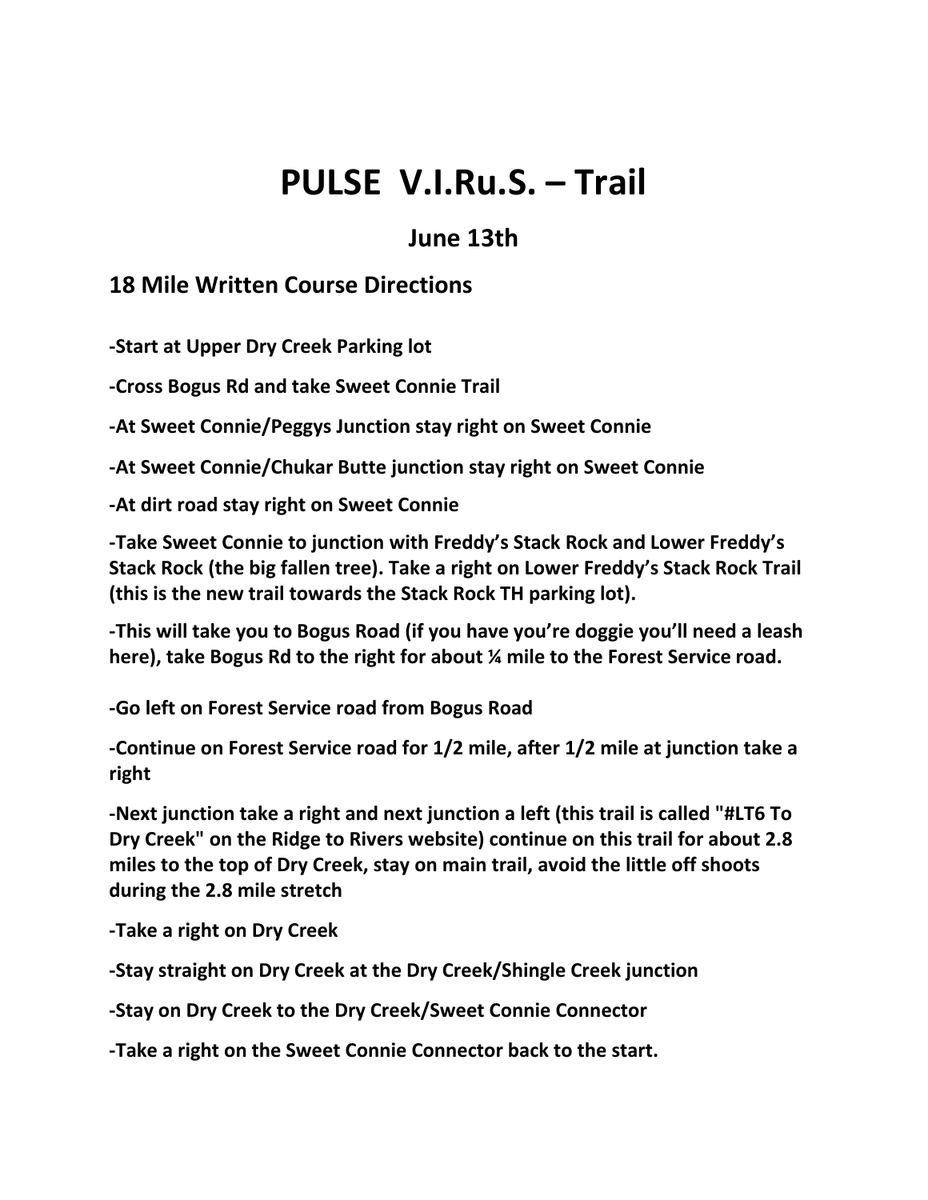# PULSE V.I.Ru.S. – Trail

## June 13th

### 18 Mile Written Course Directions

**-Start at Upper Dry Creek Parking lot**

**-Cross Bogus Rd and take Sweet Connie Trail**

**-At Sweet Connie/Peggys Junction stay right on Sweet Connie**

**-At Sweet Connie/Chukar Butte junction stay right on Sweet Connie**

**-At dirt road stay right on Sweet Connie**

**-Take Sweet Connie to junction with Freddy's Stack Rock and Lower Freddy's Stack Rock (the big fallen tree). Take a right on Lower Freddy's Stack Rock Trail (this is the new trail towards the Stack Rock TH parking lot).**

**-This will take you to Bogus Road (if you have you're doggie you'll need a leash here), take Bogus Rd to the right for about ¼ mile to the Forest Service road.**

**-Go left on Forest Service road from Bogus Road**

**-Continue on Forest Service road for 1/2 mile, after 1/2 mile at junction take a right**

**-Next junction take a right and next junction a left (this trail is called "#LT6 To Dry Creek" on the Ridge to Rivers website) continue on this trail for about 2.8 miles to the top of Dry Creek, stay on main trail, avoid the little off shoots during the 2.8 mile stretch**

**-Take a right on Dry Creek**

**-Stay straight on Dry Creek at the Dry Creek/Shingle Creek junction**

**-Stay on Dry Creek to the Dry Creek/Sweet Connie Connector**

**-Take a right on the Sweet Connie Connector back to the start.**